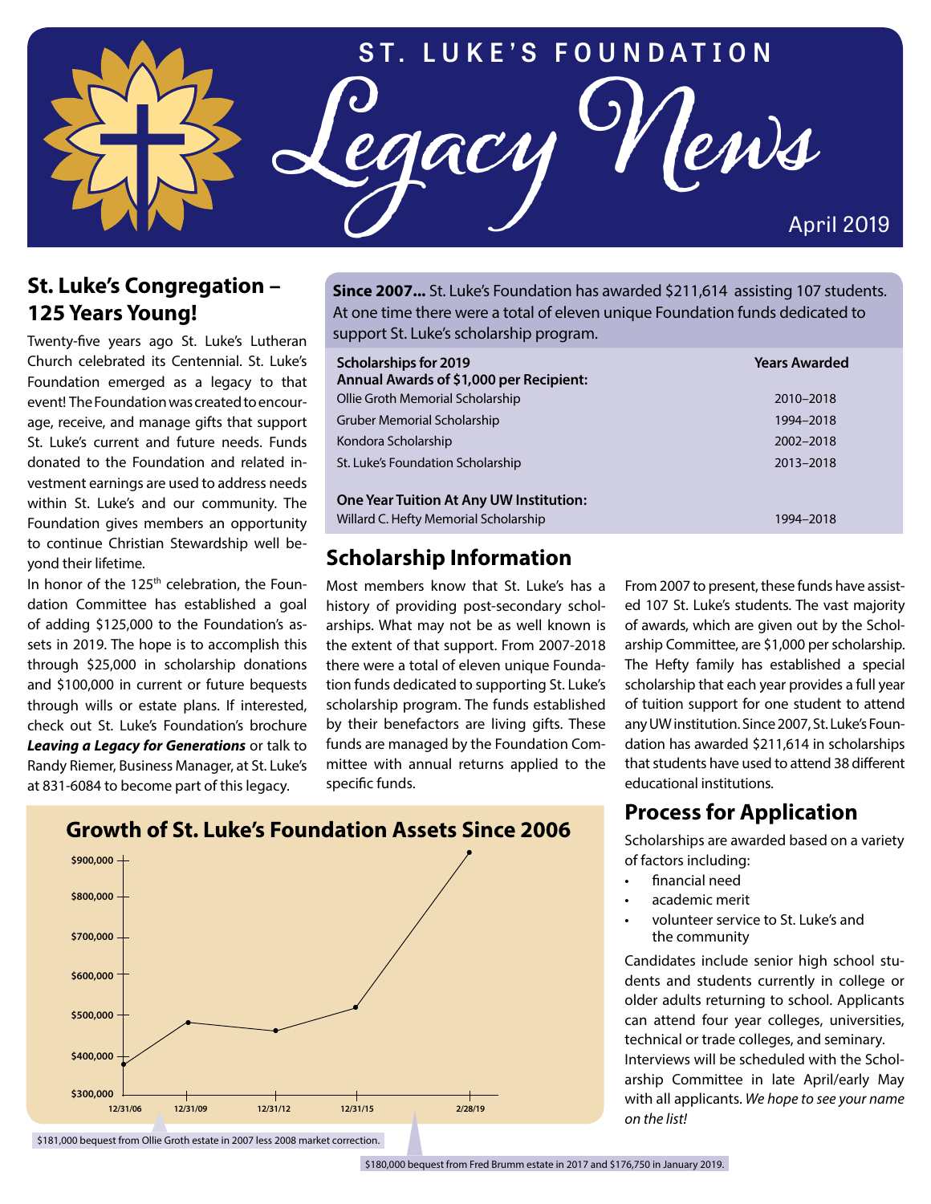# ST. LUKE'S FOUNDATION

# Legacy News

April 2019

## St. Luke's Congregation – 125 Years Young!

Twenty-five years ago St. Luke's Lutheran Church celebrated its Centennial. St. Luke's Foundation emerged as a legacy to that event! The Foundation was created to encourage, receive, and manage gifts that support St. Luke's current and future needs. Funds donated to the Foundation and related investment earnings are used to address needs within St. Luke's and our community. The Foundation gives members an opportunity to continue Christian Stewardship well beyond their lifetime.

In honor of the 125th celebration, the Foundation Committee has established a goal of adding $125,000 to the Foundation's assets in 2019. The hope is to accomplish this through $25,000 in scholarship donations and $100,000 in current or future bequests through wills or estate plans. If interested, check out St. Luke's Foundation's brochure ***Leaving a Legacy for Generations*** or talk to Randy Riemer, Business Manager, at St. Luke's at 831-6084 to become part of this legacy.

**Since 2007...** St. Luke's Foundation has awarded $211,614 assisting 107 students. At one time there were a total of eleven unique Foundation funds dedicated to support St. Luke's scholarship program.

| **Scholarships for 2019** **Annual Awards of $1,000 per Recipient:** | **Years Awarded** |
|---|---|
| Ollie Groth Memorial Scholarship | 2010–2018 |
| Gruber Memorial Scholarship | 1994–2018 |
| Kondora Scholarship | 2002–2018 |
| St. Luke's Foundation Scholarship | 2013–2018 |
| **One Year Tuition At Any UW Institution:** | |
| Willard C. Hefty Memorial Scholarship | 1994–2018 |

## Scholarship Information

Most members know that St. Luke's has a history of providing post-secondary scholarships. What may not be as well known is the extent of that support. From 2007-2018 there were a total of eleven unique Foundation funds dedicated to supporting St. Luke's scholarship program. The funds established by their benefactors are living gifts. These funds are managed by the Foundation Committee with annual returns applied to the specific funds.

From 2007 to present, these funds have assisted 107 St. Luke's students. The vast majority of awards, which are given out by the Scholarship Committee, are $1,000 per scholarship. The Hefty family has established a special scholarship that each year provides a full year of tuition support for one student to attend any UW institution. Since 2007, St. Luke's Foundation has awarded $211,614 in scholarships that students have used to attend 38 different educational institutions.

## Growth of St. Luke's Foundation Assets Since 2006

(Chart: vertical axis $300,000 to $900,000; horizontal axis 12/31/06, 12/31/09, 12/31/12, 12/31/15, 2/28/19)

$181,000 bequest from Ollie Groth estate in 2007 less 2008 market correction.

$180,000 bequest from Fred Brumm estate in 2017 and $176,750 in January 2019.

## Process for Application

Scholarships are awarded based on a variety of factors including:

- financial need
- academic merit
- volunteer service to St. Luke's and the community

Candidates include senior high school students and students currently in college or older adults returning to school. Applicants can attend four year colleges, universities, technical or trade colleges, and seminary.

Interviews will be scheduled with the Scholarship Committee in late April/early May with all applicants. *We hope to see your name on the list!*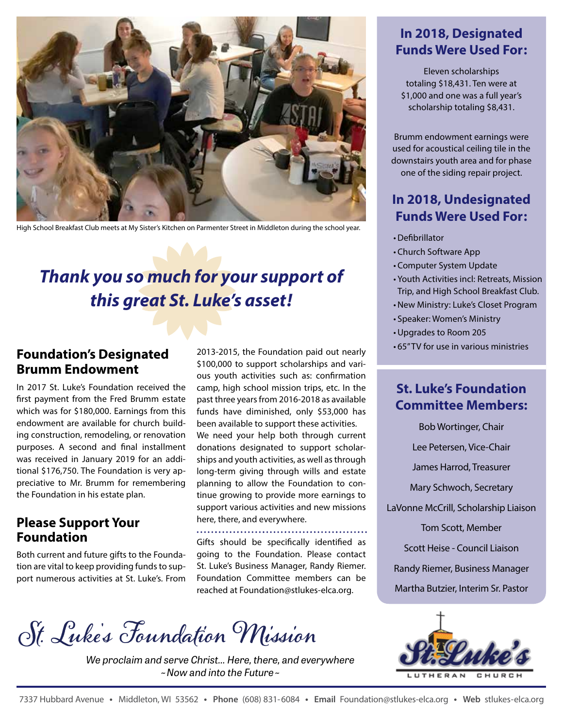High School Breakfast Club meets at My Sister's Kitchen on Parmenter Street in Middleton during the school year.

## *Thank you so much for your support of this great St. Luke's asset!*

## Foundation's Designated Brumm Endowment

In 2017 St. Luke's Foundation received the first payment from the Fred Brumm estate which was for $180,000. Earnings from this endowment are available for church building construction, remodeling, or renovation purposes. A second and final installment was received in January 2019 for an additional $176,750. The Foundation is very appreciative to Mr. Brumm for remembering the Foundation in his estate plan.

## Please Support Your Foundation

Both current and future gifts to the Foundation are vital to keep providing funds to support numerous activities at St. Luke's. From 2013-2015, the Foundation paid out nearly $100,000 to support scholarships and various youth activities such as: confirmation camp, high school mission trips, etc. In the past three years from 2016-2018 as available funds have diminished, only $53,000 has been available to support these activities. We need your help both through current donations designated to support scholarships and youth activities, as well as through long-term giving through wills and estate planning to allow the Foundation to continue growing to provide more earnings to support various activities and new missions here, there, and everywhere.

Gifts should be specifically identified as going to the Foundation. Please contact St. Luke's Business Manager, Randy Riemer. Foundation Committee members can be reached at Foundation@stlukes-elca.org.

## In 2018, Designated Funds Were Used For:

Eleven scholarships totaling $18,431. Ten were at $1,000 and one was a full year's scholarship totaling $8,431.

Brumm endowment earnings were used for acoustical ceiling tile in the downstairs youth area and for phase one of the siding repair project.

## In 2018, Undesignated Funds Were Used For:

- Defibrillator
- Church Software App
- Computer System Update
- Youth Activities incl: Retreats, Mission Trip, and High School Breakfast Club.
- New Ministry: Luke's Closet Program
- Speaker: Women's Ministry
- Upgrades to Room 205
- 65" TV for use in various ministries

## St. Luke's Foundation Committee Members:

Bob Wortinger, Chair

Lee Petersen, Vice-Chair

James Harrod, Treasurer

Mary Schwoch, Secretary

LaVonne McCrill, Scholarship Liaison

Tom Scott, Member

Scott Heise - Council Liaison

Randy Riemer, Business Manager

Martha Butzier, Interim Sr. Pastor

# St. Luke's Foundation Mission

*We proclaim and serve Christ... Here, there, and everywhere*
*~ Now and into the Future ~*

St. Luke's Lutheran Church

7337 Hubbard Avenue • Middleton, WI 53562 • **Phone** (608) 831-6084 • **Email** Foundation@stlukes-elca.org • **Web** stlukes-elca.org